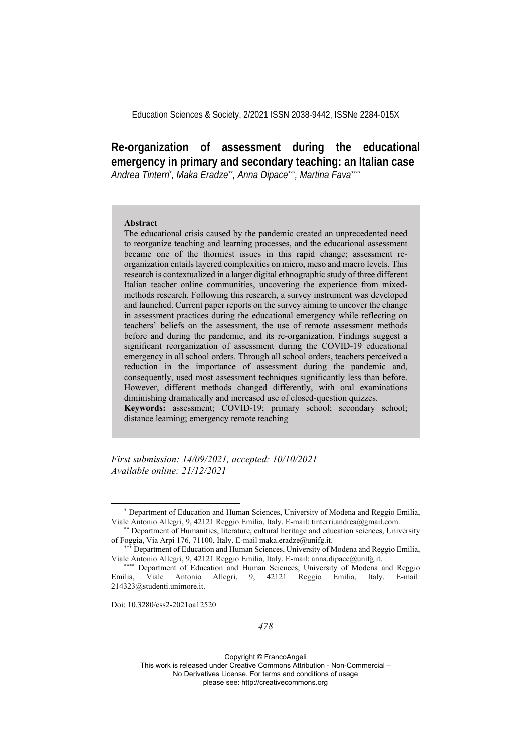# Re-organization of assessment during the educational emergency in primary and secondary teaching: an Italian case

*Andrea Tinterri[\*], Maka Eradze[\*\*], Anna Dipace[\*\*\*], Martina Fava[\*\*\*\*]*

**Abstract**

The educational crisis caused by the pandemic created an unprecedented need to reorganize teaching and learning processes, and the educational assessment became one of the thorniest issues in this rapid change; assessment re-organization entails layered complexities on micro, meso and macro levels. This research is contextualized in a larger digital ethnographic study of three different Italian teacher online communities, uncovering the experience from mixed-methods research. Following this research, a survey instrument was developed and launched. Current paper reports on the survey aiming to uncover the change in assessment practices during the educational emergency while reflecting on teachers' beliefs on the assessment, the use of remote assessment methods before and during the pandemic, and its re-organization. Findings suggest a significant reorganization of assessment during the COVID-19 educational emergency in all school orders. Through all school orders, teachers perceived a reduction in the importance of assessment during the pandemic and, consequently, used most assessment techniques significantly less than before. However, different methods changed differently, with oral examinations diminishing dramatically and increased use of closed-question quizzes.

**Keywords:** assessment; COVID-19; primary school; secondary school; distance learning; emergency remote teaching

*First submission: 14/09/2021, accepted: 10/10/2021*
*Available online: 21/12/2021*

---

[\*] Department of Education and Human Sciences, University of Modena and Reggio Emilia, Viale Antonio Allegri, 9, 42121 Reggio Emilia, Italy. E-mail: tinterri.andrea@gmail.com.

[\*\*] Department of Humanities, literature, cultural heritage and education sciences, University of Foggia, Via Arpi 176, 71100, Italy. E-mail maka.eradze@unifg.it.

[\*\*\*] Department of Education and Human Sciences, University of Modena and Reggio Emilia, Viale Antonio Allegri, 9, 42121 Reggio Emilia, Italy. E-mail: anna.dipace@unifg.it.

[\*\*\*\*] Department of Education and Human Sciences, University of Modena and Reggio Emilia, Viale Antonio Allegri, 9, 42121 Reggio Emilia, Italy. E-mail: 214323@studenti.unimore.it.

Doi: 10.3280/ess2-2021oa12520

Copyright © FrancoAngeli
This work is released under Creative Commons Attribution - Non-Commercial – No Derivatives License. For terms and conditions of usage please see: http://creativecommons.org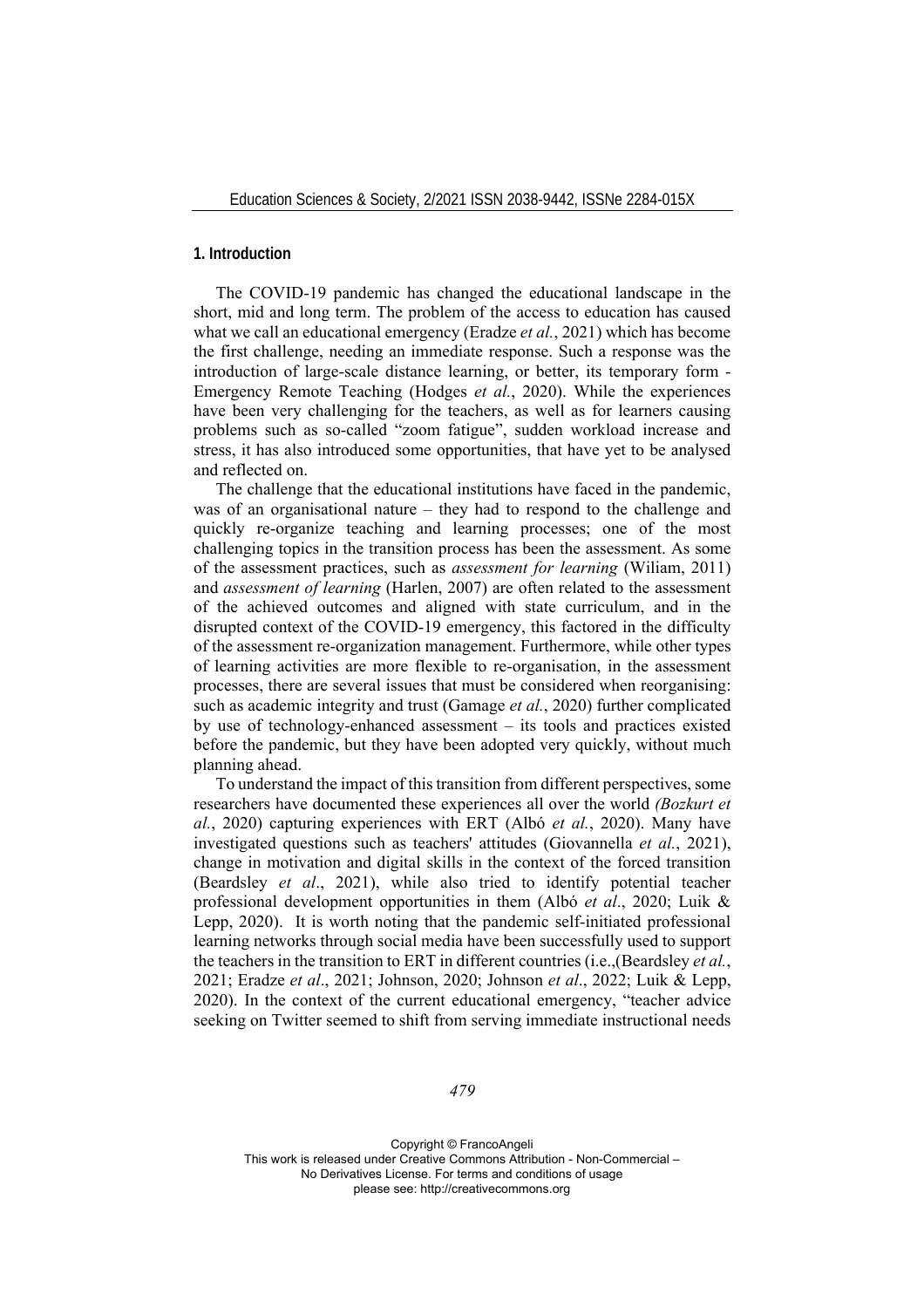## 1. Introduction

The COVID-19 pandemic has changed the educational landscape in the short, mid and long term. The problem of the access to education has caused what we call an educational emergency (Eradze *et al.*, 2021) which has become the first challenge, needing an immediate response. Such a response was the introduction of large-scale distance learning, or better, its temporary form - Emergency Remote Teaching (Hodges *et al.*, 2020). While the experiences have been very challenging for the teachers, as well as for learners causing problems such as so-called "zoom fatigue", sudden workload increase and stress, it has also introduced some opportunities, that have yet to be analysed and reflected on.

The challenge that the educational institutions have faced in the pandemic, was of an organisational nature – they had to respond to the challenge and quickly re-organize teaching and learning processes; one of the most challenging topics in the transition process has been the assessment. As some of the assessment practices, such as *assessment for learning* (Wiliam, 2011) and *assessment of learning* (Harlen, 2007) are often related to the assessment of the achieved outcomes and aligned with state curriculum, and in the disrupted context of the COVID-19 emergency, this factored in the difficulty of the assessment re-organization management. Furthermore, while other types of learning activities are more flexible to re-organisation, in the assessment processes, there are several issues that must be considered when reorganising: such as academic integrity and trust (Gamage *et al.*, 2020) further complicated by use of technology-enhanced assessment – its tools and practices existed before the pandemic, but they have been adopted very quickly, without much planning ahead.

To understand the impact of this transition from different perspectives, some researchers have documented these experiences all over the world *(Bozkurt et al.*, 2020) capturing experiences with ERT (Albó *et al.*, 2020). Many have investigated questions such as teachers' attitudes (Giovannella *et al.*, 2021), change in motivation and digital skills in the context of the forced transition (Beardsley *et al*., 2021), while also tried to identify potential teacher professional development opportunities in them (Albó *et al*., 2020; Luik & Lepp, 2020). It is worth noting that the pandemic self-initiated professional learning networks through social media have been successfully used to support the teachers in the transition to ERT in different countries (i.e.,(Beardsley *et al.*, 2021; Eradze *et al*., 2021; Johnson, 2020; Johnson *et al*., 2022; Luik & Lepp, 2020). In the context of the current educational emergency, "teacher advice seeking on Twitter seemed to shift from serving immediate instructional needs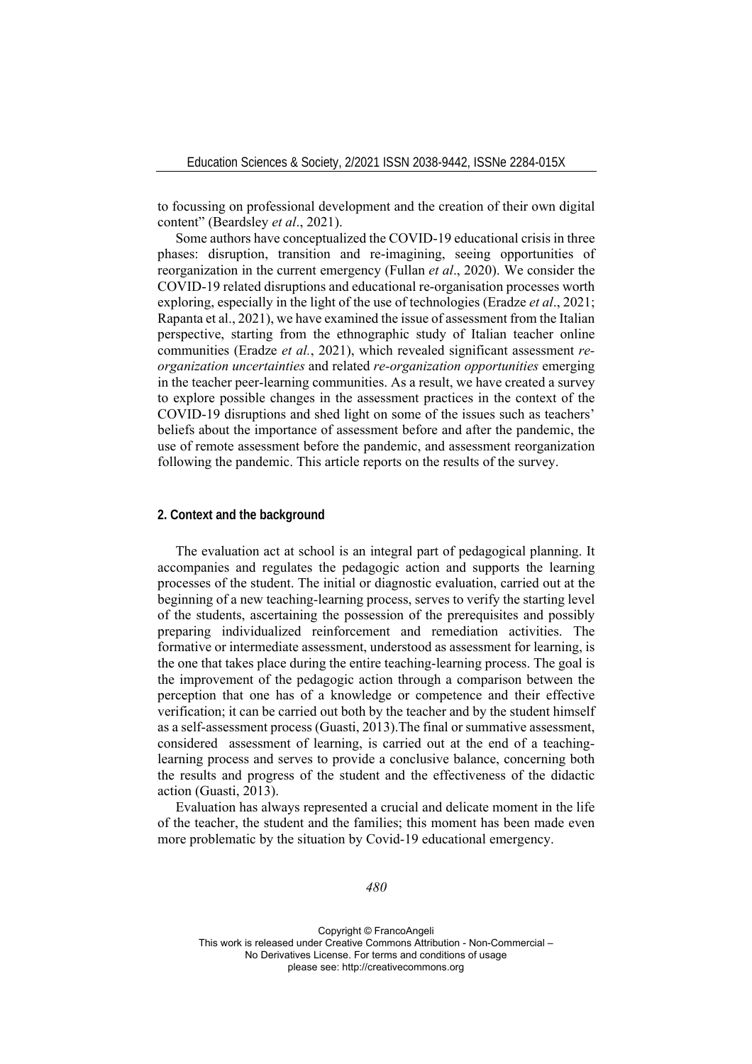to focussing on professional development and the creation of their own digital content" (Beardsley *et al*., 2021).

Some authors have conceptualized the COVID-19 educational crisis in three phases: disruption, transition and re-imagining, seeing opportunities of reorganization in the current emergency (Fullan *et al*., 2020). We consider the COVID-19 related disruptions and educational re-organisation processes worth exploring, especially in the light of the use of technologies (Eradze *et al*., 2021; Rapanta et al., 2021), we have examined the issue of assessment from the Italian perspective, starting from the ethnographic study of Italian teacher online communities (Eradze *et al.*, 2021), which revealed significant assessment *re-organization uncertainties* and related *re-organization opportunities* emerging in the teacher peer-learning communities. As a result, we have created a survey to explore possible changes in the assessment practices in the context of the COVID-19 disruptions and shed light on some of the issues such as teachers' beliefs about the importance of assessment before and after the pandemic, the use of remote assessment before the pandemic, and assessment reorganization following the pandemic. This article reports on the results of the survey.

## 2. Context and the background

The evaluation act at school is an integral part of pedagogical planning. It accompanies and regulates the pedagogic action and supports the learning processes of the student. The initial or diagnostic evaluation, carried out at the beginning of a new teaching-learning process, serves to verify the starting level of the students, ascertaining the possession of the prerequisites and possibly preparing individualized reinforcement and remediation activities. The formative or intermediate assessment, understood as assessment for learning, is the one that takes place during the entire teaching-learning process. The goal is the improvement of the pedagogic action through a comparison between the perception that one has of a knowledge or competence and their effective verification; it can be carried out both by the teacher and by the student himself as a self-assessment process (Guasti, 2013).The final or summative assessment, considered assessment of learning, is carried out at the end of a teaching-learning process and serves to provide a conclusive balance, concerning both the results and progress of the student and the effectiveness of the didactic action (Guasti, 2013).

Evaluation has always represented a crucial and delicate moment in the life of the teacher, the student and the families; this moment has been made even more problematic by the situation by Covid-19 educational emergency.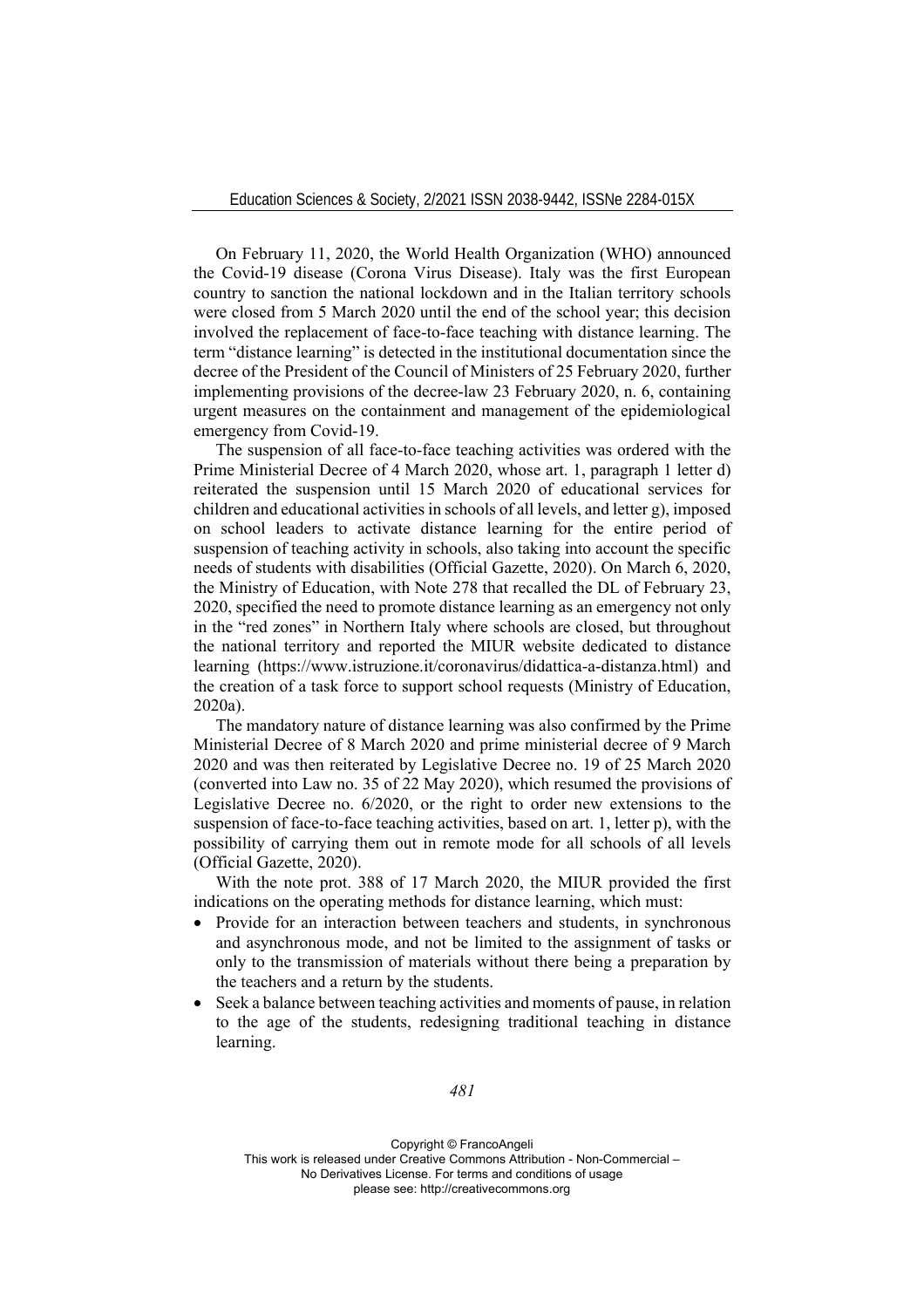On February 11, 2020, the World Health Organization (WHO) announced the Covid-19 disease (Corona Virus Disease). Italy was the first European country to sanction the national lockdown and in the Italian territory schools were closed from 5 March 2020 until the end of the school year; this decision involved the replacement of face-to-face teaching with distance learning. The term "distance learning" is detected in the institutional documentation since the decree of the President of the Council of Ministers of 25 February 2020, further implementing provisions of the decree-law 23 February 2020, n. 6, containing urgent measures on the containment and management of the epidemiological emergency from Covid-19.

The suspension of all face-to-face teaching activities was ordered with the Prime Ministerial Decree of 4 March 2020, whose art. 1, paragraph 1 letter d) reiterated the suspension until 15 March 2020 of educational services for children and educational activities in schools of all levels, and letter g), imposed on school leaders to activate distance learning for the entire period of suspension of teaching activity in schools, also taking into account the specific needs of students with disabilities (Official Gazette, 2020). On March 6, 2020, the Ministry of Education, with Note 278 that recalled the DL of February 23, 2020, specified the need to promote distance learning as an emergency not only in the "red zones" in Northern Italy where schools are closed, but throughout the national territory and reported the MIUR website dedicated to distance learning (https://www.istruzione.it/coronavirus/didattica-a-distanza.html) and the creation of a task force to support school requests (Ministry of Education, 2020a).

The mandatory nature of distance learning was also confirmed by the Prime Ministerial Decree of 8 March 2020 and prime ministerial decree of 9 March 2020 and was then reiterated by Legislative Decree no. 19 of 25 March 2020 (converted into Law no. 35 of 22 May 2020), which resumed the provisions of Legislative Decree no. 6/2020, or the right to order new extensions to the suspension of face-to-face teaching activities, based on art. 1, letter p), with the possibility of carrying them out in remote mode for all schools of all levels (Official Gazette, 2020).

With the note prot. 388 of 17 March 2020, the MIUR provided the first indications on the operating methods for distance learning, which must:

- Provide for an interaction between teachers and students, in synchronous and asynchronous mode, and not be limited to the assignment of tasks or only to the transmission of materials without there being a preparation by the teachers and a return by the students.
- Seek a balance between teaching activities and moments of pause, in relation to the age of the students, redesigning traditional teaching in distance learning.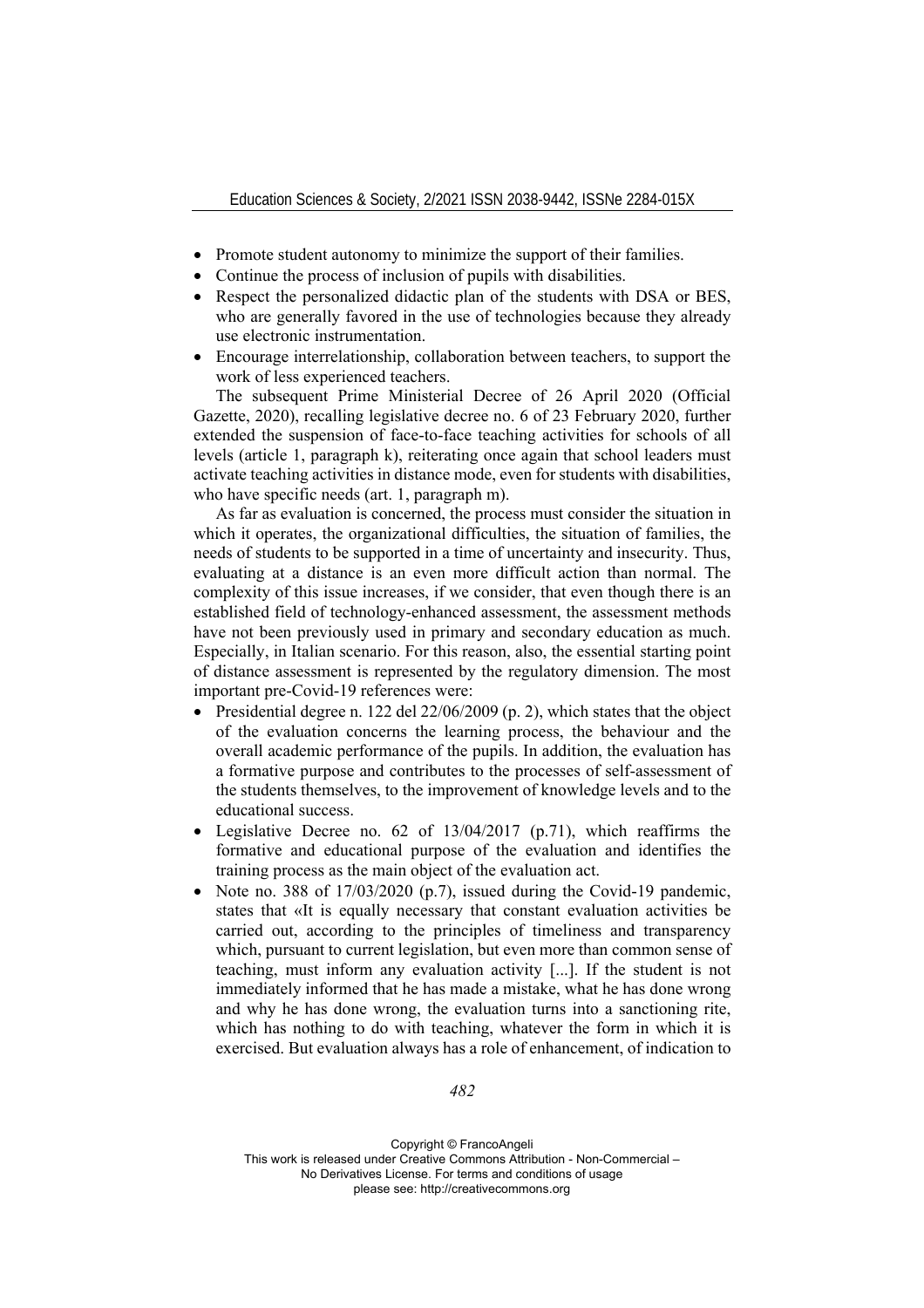- Promote student autonomy to minimize the support of their families.
- Continue the process of inclusion of pupils with disabilities.
- Respect the personalized didactic plan of the students with DSA or BES, who are generally favored in the use of technologies because they already use electronic instrumentation.
- Encourage interrelationship, collaboration between teachers, to support the work of less experienced teachers.

The subsequent Prime Ministerial Decree of 26 April 2020 (Official Gazette, 2020), recalling legislative decree no. 6 of 23 February 2020, further extended the suspension of face-to-face teaching activities for schools of all levels (article 1, paragraph k), reiterating once again that school leaders must activate teaching activities in distance mode, even for students with disabilities, who have specific needs (art. 1, paragraph m).

As far as evaluation is concerned, the process must consider the situation in which it operates, the organizational difficulties, the situation of families, the needs of students to be supported in a time of uncertainty and insecurity. Thus, evaluating at a distance is an even more difficult action than normal. The complexity of this issue increases, if we consider, that even though there is an established field of technology-enhanced assessment, the assessment methods have not been previously used in primary and secondary education as much. Especially, in Italian scenario. For this reason, also, the essential starting point of distance assessment is represented by the regulatory dimension. The most important pre-Covid-19 references were:

- Presidential degree n. 122 del 22/06/2009 (p. 2), which states that the object of the evaluation concerns the learning process, the behaviour and the overall academic performance of the pupils. In addition, the evaluation has a formative purpose and contributes to the processes of self-assessment of the students themselves, to the improvement of knowledge levels and to the educational success.
- Legislative Decree no. 62 of 13/04/2017 (p.71), which reaffirms the formative and educational purpose of the evaluation and identifies the training process as the main object of the evaluation act.
- Note no. 388 of 17/03/2020 (p.7), issued during the Covid-19 pandemic, states that «It is equally necessary that constant evaluation activities be carried out, according to the principles of timeliness and transparency which, pursuant to current legislation, but even more than common sense of teaching, must inform any evaluation activity [...]. If the student is not immediately informed that he has made a mistake, what he has done wrong and why he has done wrong, the evaluation turns into a sanctioning rite, which has nothing to do with teaching, whatever the form in which it is exercised. But evaluation always has a role of enhancement, of indication to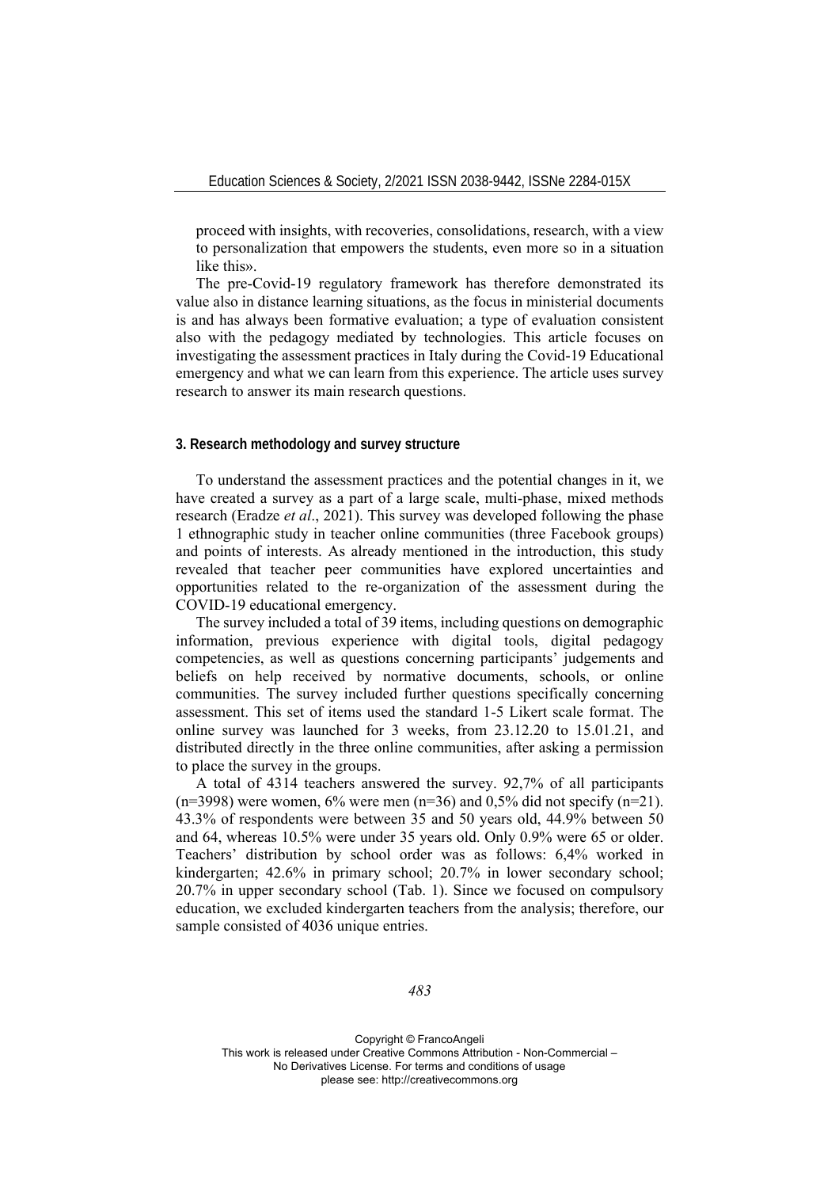proceed with insights, with recoveries, consolidations, research, with a view to personalization that empowers the students, even more so in a situation like this».

The pre-Covid-19 regulatory framework has therefore demonstrated its value also in distance learning situations, as the focus in ministerial documents is and has always been formative evaluation; a type of evaluation consistent also with the pedagogy mediated by technologies. This article focuses on investigating the assessment practices in Italy during the Covid-19 Educational emergency and what we can learn from this experience. The article uses survey research to answer its main research questions.

## 3. Research methodology and survey structure

To understand the assessment practices and the potential changes in it, we have created a survey as a part of a large scale, multi-phase, mixed methods research (Eradze *et al*., 2021). This survey was developed following the phase 1 ethnographic study in teacher online communities (three Facebook groups) and points of interests. As already mentioned in the introduction, this study revealed that teacher peer communities have explored uncertainties and opportunities related to the re-organization of the assessment during the COVID-19 educational emergency.

The survey included a total of 39 items, including questions on demographic information, previous experience with digital tools, digital pedagogy competencies, as well as questions concerning participants' judgements and beliefs on help received by normative documents, schools, or online communities. The survey included further questions specifically concerning assessment. This set of items used the standard 1-5 Likert scale format. The online survey was launched for 3 weeks, from 23.12.20 to 15.01.21, and distributed directly in the three online communities, after asking a permission to place the survey in the groups.

A total of 4314 teachers answered the survey. 92,7% of all participants (n=3998) were women, 6% were men (n=36) and 0,5% did not specify (n=21). 43.3% of respondents were between 35 and 50 years old, 44.9% between 50 and 64, whereas 10.5% were under 35 years old. Only 0.9% were 65 or older. Teachers' distribution by school order was as follows: 6,4% worked in kindergarten; 42.6% in primary school; 20.7% in lower secondary school; 20.7% in upper secondary school (Tab. 1). Since we focused on compulsory education, we excluded kindergarten teachers from the analysis; therefore, our sample consisted of 4036 unique entries.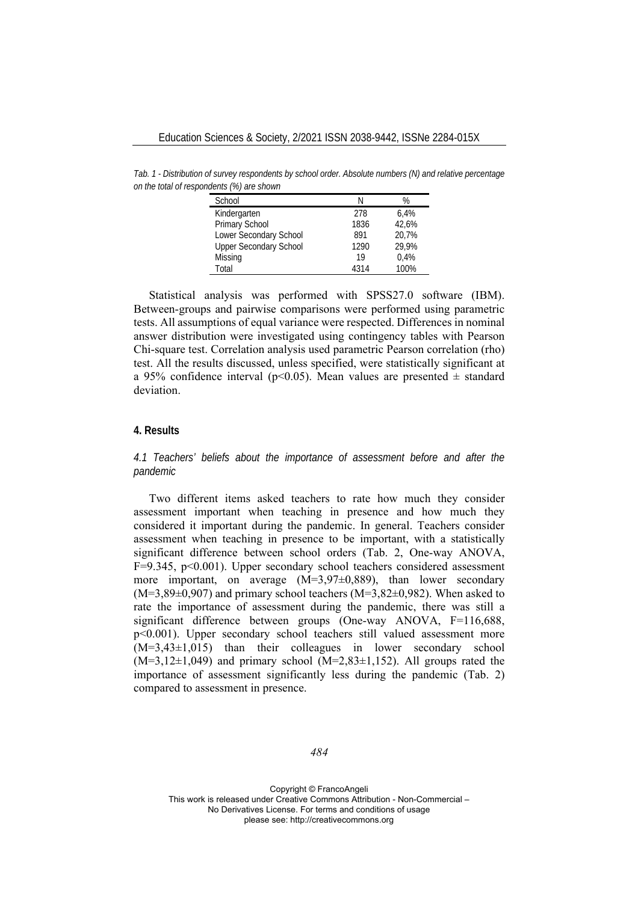*Tab. 1 - Distribution of survey respondents by school order. Absolute numbers (N) and relative percentage on the total of respondents (%) are shown*

| School | N | % |
|---|---|---|
| Kindergarten | 278 | 6,4% |
| Primary School | 1836 | 42,6% |
| Lower Secondary School | 891 | 20,7% |
| Upper Secondary School | 1290 | 29,9% |
| Missing | 19 | 0,4% |
| Total | 4314 | 100% |

Statistical analysis was performed with SPSS27.0 software (IBM). Between-groups and pairwise comparisons were performed using parametric tests. All assumptions of equal variance were respected. Differences in nominal answer distribution were investigated using contingency tables with Pearson Chi-square test. Correlation analysis used parametric Pearson correlation (rho) test. All the results discussed, unless specified, were statistically significant at a 95% confidence interval ($p<0.05$). Mean values are presented ± standard deviation.

## 4. Results

### *4.1 Teachers' beliefs about the importance of assessment before and after the pandemic*

Two different items asked teachers to rate how much they consider assessment important when teaching in presence and how much they considered it important during the pandemic. In general. Teachers consider assessment when teaching in presence to be important, with a statistically significant difference between school orders (Tab. 2, One-way ANOVA, $F=9.345$, $p<0.001$). Upper secondary school teachers considered assessment more important, on average ($M=3{,}97\pm0{,}889$), than lower secondary ($M=3{,}89\pm0{,}907$) and primary school teachers ($M=3{,}82\pm0{,}982$). When asked to rate the importance of assessment during the pandemic, there was still a significant difference between groups (One-way ANOVA, $F=116{,}688$, $p<0.001$). Upper secondary school teachers still valued assessment more ($M=3{,}43\pm1{,}015$) than their colleagues in lower secondary school ($M=3{,}12\pm1{,}049$) and primary school ($M=2{,}83\pm1{,}152$). All groups rated the importance of assessment significantly less during the pandemic (Tab. 2) compared to assessment in presence.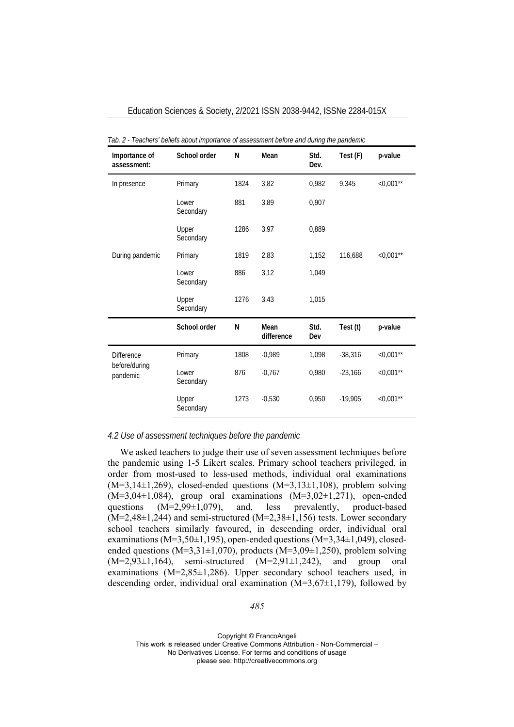*Tab. 2 - Teachers' beliefs about importance of assessment before and during the pandemic*

| Importance of assessment: | School order | N | Mean | Std. Dev. | Test (F) | p-value |
|---|---|---|---|---|---|---|
| In presence | Primary | 1824 | 3,82 | 0,982 | 9,345 | <0,001** |
| | Lower Secondary | 881 | 3,89 | 0,907 | | |
| | Upper Secondary | 1286 | 3,97 | 0,889 | | |
| During pandemic | Primary | 1819 | 2,83 | 1,152 | 116,688 | <0,001** |
| | Lower Secondary | 886 | 3,12 | 1,049 | | |
| | Upper Secondary | 1276 | 3,43 | 1,015 | | |
| | **School order** | **N** | **Mean difference** | **Std. Dev** | **Test (t)** | **p-value** |
| Difference before/during pandemic | Primary | 1808 | -0,989 | 1,098 | -38,316 | <0,001** |
| | Lower Secondary | 876 | -0,767 | 0,980 | -23,166 | <0,001** |
| | Upper Secondary | 1273 | -0,530 | 0,950 | -19,905 | <0,001** |

### *4.2 Use of assessment techniques before the pandemic*

We asked teachers to judge their use of seven assessment techniques before the pandemic using 1-5 Likert scales. Primary school teachers privileged, in order from most-used to less-used methods, individual oral examinations (M=3,14±1,269), closed-ended questions (M=3,13±1,108), problem solving (M=3,04±1,084), group oral examinations (M=3,02±1,271), open-ended questions (M=2,99±1,079), and, less prevalently, product-based (M=2,48±1,244) and semi-structured (M=2,38±1,156) tests. Lower secondary school teachers similarly favoured, in descending order, individual oral examinations (M=3,50±1,195), open-ended questions (M=3,34±1,049), closed-ended questions (M=3,31±1,070), products (M=3,09±1,250), problem solving (M=2,93±1,164), semi-structured (M=2,91±1,242), and group oral examinations (M=2,85±1,286). Upper secondary school teachers used, in descending order, individual oral examination (M=3,67±1,179), followed by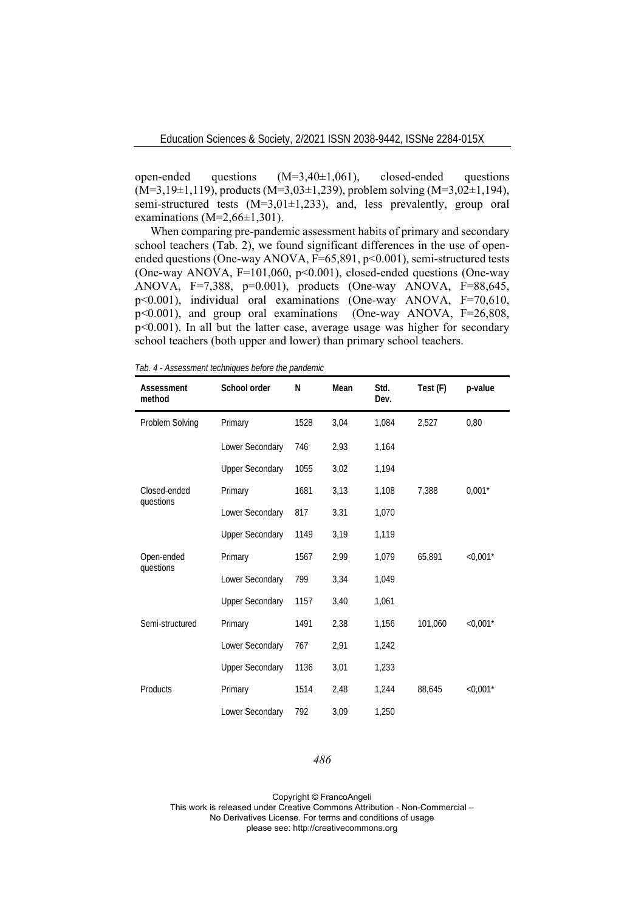open-ended questions ($M=3,40\pm1,061$), closed-ended questions ($M=3,19\pm1,119$), products ($M=3,03\pm1,239$), problem solving ($M=3,02\pm1,194$), semi-structured tests ($M=3,01\pm1,233$), and, less prevalently, group oral examinations ($M=2,66\pm1,301$).

When comparing pre-pandemic assessment habits of primary and secondary school teachers (Tab. 2), we found significant differences in the use of open-ended questions (One-way ANOVA, $F=65,891$, $p<0.001$), semi-structured tests (One-way ANOVA, $F=101,060$, $p<0.001$), closed-ended questions (One-way ANOVA, $F=7,388$, $p=0.001$), products (One-way ANOVA, $F=88,645$, $p<0.001$), individual oral examinations (One-way ANOVA, $F=70,610$, $p<0.001$), and group oral examinations (One-way ANOVA, $F=26,808$, $p<0.001$). In all but the latter case, average usage was higher for secondary school teachers (both upper and lower) than primary school teachers.

*Tab. 4 - Assessment techniques before the pandemic*

| Assessment method | School order | N | Mean | Std. Dev. | Test (F) | p-value |
|---|---|---|---|---|---|---|
| Problem Solving | Primary | 1528 | 3,04 | 1,084 | 2,527 | 0,80 |
| | Lower Secondary | 746 | 2,93 | 1,164 | | |
| | Upper Secondary | 1055 | 3,02 | 1,194 | | |
| Closed-ended questions | Primary | 1681 | 3,13 | 1,108 | 7,388 | 0,001* |
| | Lower Secondary | 817 | 3,31 | 1,070 | | |
| | Upper Secondary | 1149 | 3,19 | 1,119 | | |
| Open-ended questions | Primary | 1567 | 2,99 | 1,079 | 65,891 | <0,001* |
| | Lower Secondary | 799 | 3,34 | 1,049 | | |
| | Upper Secondary | 1157 | 3,40 | 1,061 | | |
| Semi-structured | Primary | 1491 | 2,38 | 1,156 | 101,060 | <0,001* |
| | Lower Secondary | 767 | 2,91 | 1,242 | | |
| | Upper Secondary | 1136 | 3,01 | 1,233 | | |
| Products | Primary | 1514 | 2,48 | 1,244 | 88,645 | <0,001* |
| | Lower Secondary | 792 | 3,09 | 1,250 | | |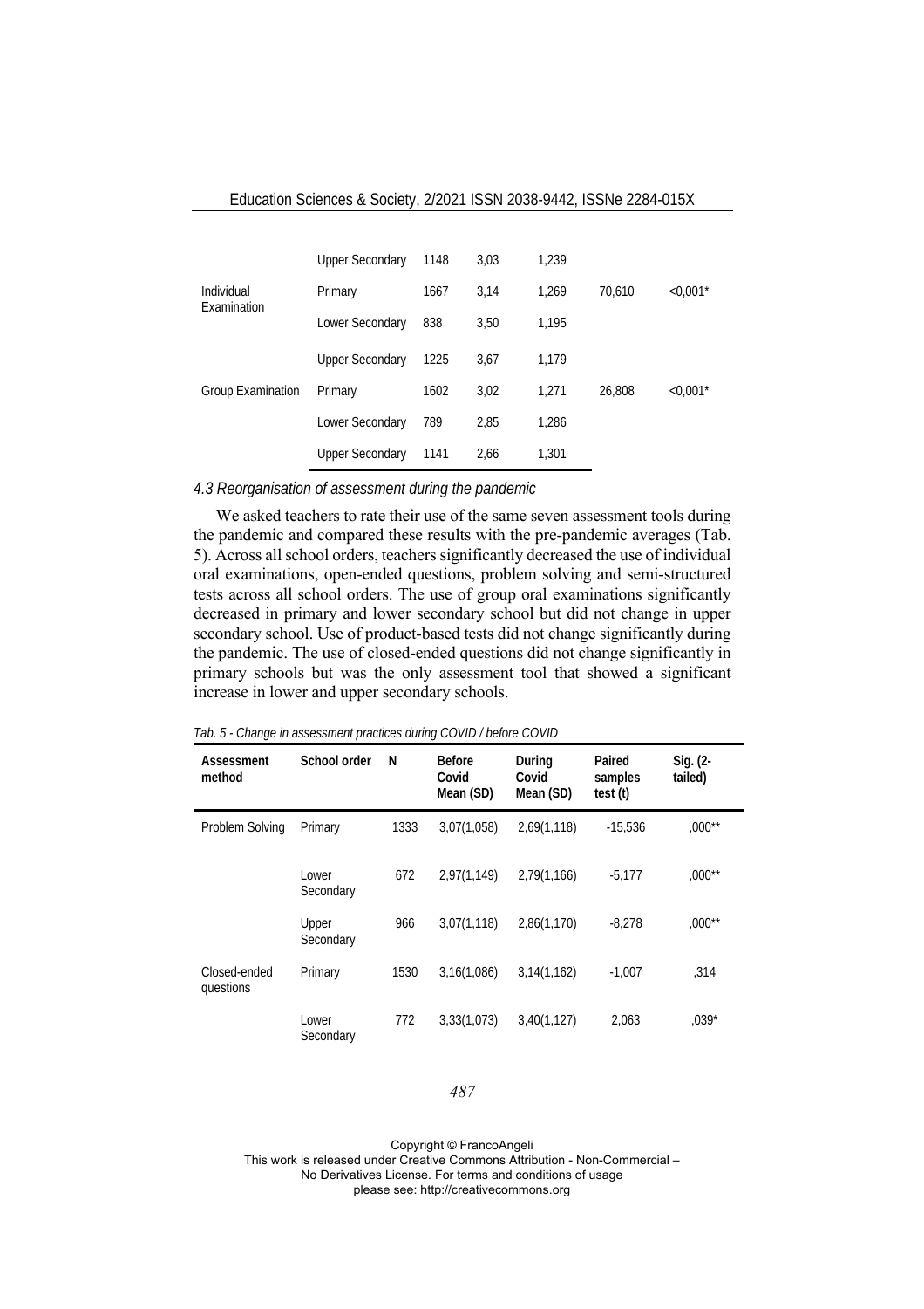| | | | | | | |
|---|---|---|---|---|---|---|
| | Upper Secondary | 1148 | 3,03 | 1,239 | | |
| Individual Examination | Primary | 1667 | 3,14 | 1,269 | 70,610 | <0,001* |
| | Lower Secondary | 838 | 3,50 | 1,195 | | |
| | Upper Secondary | 1225 | 3,67 | 1,179 | | |
| Group Examination | Primary | 1602 | 3,02 | 1,271 | 26,808 | <0,001* |
| | Lower Secondary | 789 | 2,85 | 1,286 | | |
| | Upper Secondary | 1141 | 2,66 | 1,301 | | |

### *4.3 Reorganisation of assessment during the pandemic*

We asked teachers to rate their use of the same seven assessment tools during the pandemic and compared these results with the pre-pandemic averages (Tab. 5). Across all school orders, teachers significantly decreased the use of individual oral examinations, open-ended questions, problem solving and semi-structured tests across all school orders. The use of group oral examinations significantly decreased in primary and lower secondary school but did not change in upper secondary school. Use of product-based tests did not change significantly during the pandemic. The use of closed-ended questions did not change significantly in primary schools but was the only assessment tool that showed a significant increase in lower and upper secondary schools.

*Tab. 5 - Change in assessment practices during COVID / before COVID*

| Assessment method | School order | N | Before Covid Mean (SD) | During Covid Mean (SD) | Paired samples test (t) | Sig. (2-tailed) |
|---|---|---|---|---|---|---|
| Problem Solving | Primary | 1333 | 3,07(1,058) | 2,69(1,118) | -15,536 | ,000** |
| | Lower Secondary | 672 | 2,97(1,149) | 2,79(1,166) | -5,177 | ,000** |
| | Upper Secondary | 966 | 3,07(1,118) | 2,86(1,170) | -8,278 | ,000** |
| Closed-ended questions | Primary | 1530 | 3,16(1,086) | 3,14(1,162) | -1,007 | ,314 |
| | Lower Secondary | 772 | 3,33(1,073) | 3,40(1,127) | 2,063 | ,039* |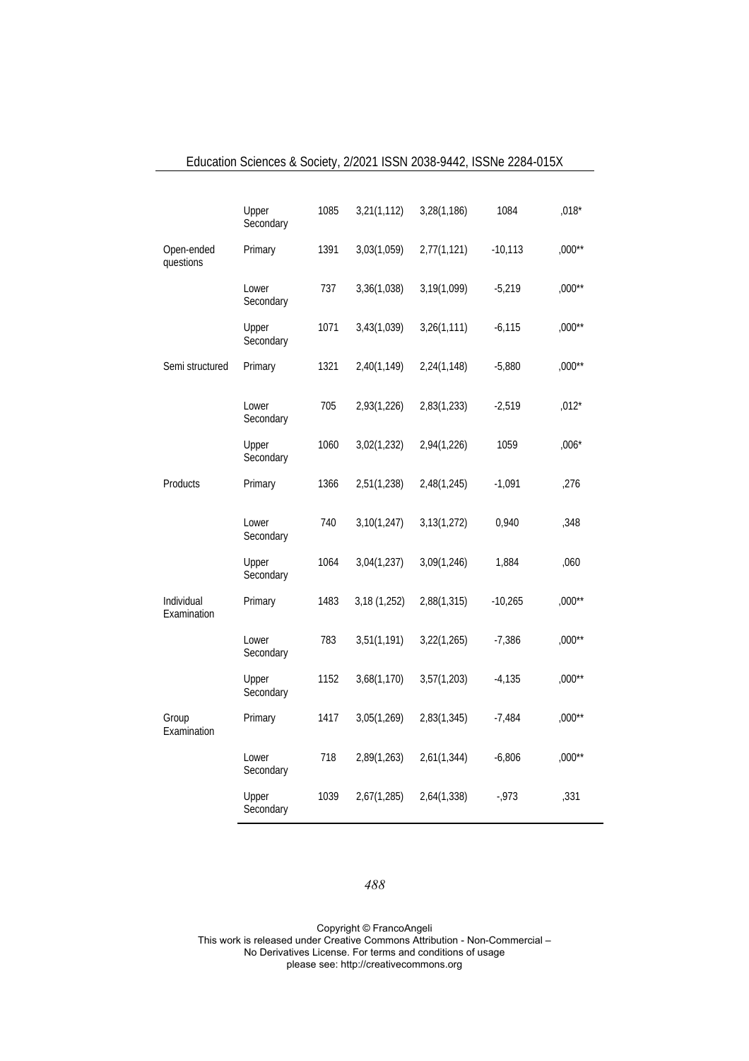| | Upper Secondary | 1085 | 3,21(1,112) | 3,28(1,186) | 1084 | ,018* |
|---|---|---|---|---|---|---|
| Open-ended questions | Primary | 1391 | 3,03(1,059) | 2,77(1,121) | -10,113 | ,000** |
| | Lower Secondary | 737 | 3,36(1,038) | 3,19(1,099) | -5,219 | ,000** |
| | Upper Secondary | 1071 | 3,43(1,039) | 3,26(1,111) | -6,115 | ,000** |
| Semi structured | Primary | 1321 | 2,40(1,149) | 2,24(1,148) | -5,880 | ,000** |
| | Lower Secondary | 705 | 2,93(1,226) | 2,83(1,233) | -2,519 | ,012* |
| | Upper Secondary | 1060 | 3,02(1,232) | 2,94(1,226) | 1059 | ,006* |
| Products | Primary | 1366 | 2,51(1,238) | 2,48(1,245) | -1,091 | ,276 |
| | Lower Secondary | 740 | 3,10(1,247) | 3,13(1,272) | 0,940 | ,348 |
| | Upper Secondary | 1064 | 3,04(1,237) | 3,09(1,246) | 1,884 | ,060 |
| Individual Examination | Primary | 1483 | 3,18 (1,252) | 2,88(1,315) | -10,265 | ,000** |
| | Lower Secondary | 783 | 3,51(1,191) | 3,22(1,265) | -7,386 | ,000** |
| | Upper Secondary | 1152 | 3,68(1,170) | 3,57(1,203) | -4,135 | ,000** |
| Group Examination | Primary | 1417 | 3,05(1,269) | 2,83(1,345) | -7,484 | ,000** |
| | Lower Secondary | 718 | 2,89(1,263) | 2,61(1,344) | -6,806 | ,000** |
| | Upper Secondary | 1039 | 2,67(1,285) | 2,64(1,338) | -,973 | ,331 |

Copyright © FrancoAngeli
This work is released under Creative Commons Attribution - Non-Commercial – No Derivatives License. For terms and conditions of usage please see: http://creativecommons.org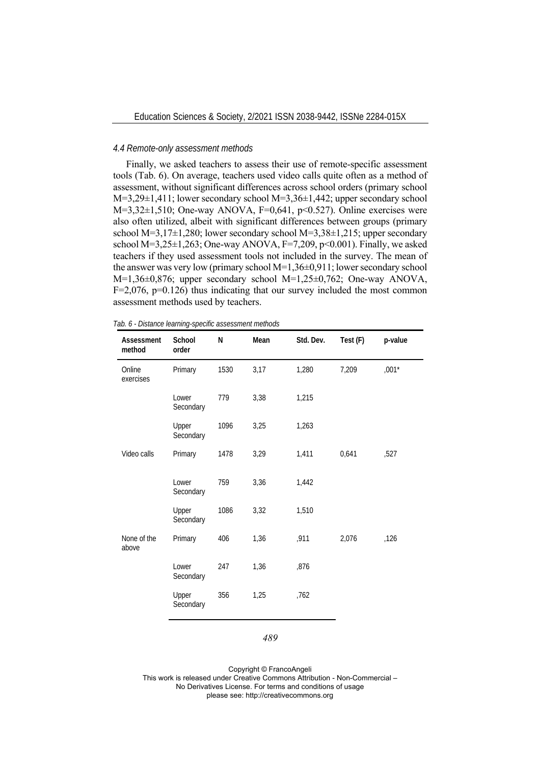### *4.4 Remote-only assessment methods*

Finally, we asked teachers to assess their use of remote-specific assessment tools (Tab. 6). On average, teachers used video calls quite often as a method of assessment, without significant differences across school orders (primary school M=3,29±1,411; lower secondary school M=3,36±1,442; upper secondary school M=3,32±1,510; One-way ANOVA, F=0,641, $p<0.527$). Online exercises were also often utilized, albeit with significant differences between groups (primary school M=3,17±1,280; lower secondary school M=3,38±1,215; upper secondary school M=3,25±1,263; One-way ANOVA, F=7,209, $p<0.001$). Finally, we asked teachers if they used assessment tools not included in the survey. The mean of the answer was very low (primary school M=1,36±0,911; lower secondary school M=1,36±0,876; upper secondary school M=1,25±0,762; One-way ANOVA, F=2,076, $p=0.126$) thus indicating that our survey included the most common assessment methods used by teachers.

*Tab. 6 - Distance learning-specific assessment methods*

| Assessment method | School order | N | Mean | Std. Dev. | Test (F) | p-value |
|---|---|---|---|---|---|---|
| Online exercises | Primary | 1530 | 3,17 | 1,280 | 7,209 | ,001* |
| | Lower Secondary | 779 | 3,38 | 1,215 | | |
| | Upper Secondary | 1096 | 3,25 | 1,263 | | |
| Video calls | Primary | 1478 | 3,29 | 1,411 | 0,641 | ,527 |
| | Lower Secondary | 759 | 3,36 | 1,442 | | |
| | Upper Secondary | 1086 | 3,32 | 1,510 | | |
| None of the above | Primary | 406 | 1,36 | ,911 | 2,076 | ,126 |
| | Lower Secondary | 247 | 1,36 | ,876 | | |
| | Upper Secondary | 356 | 1,25 | ,762 | | |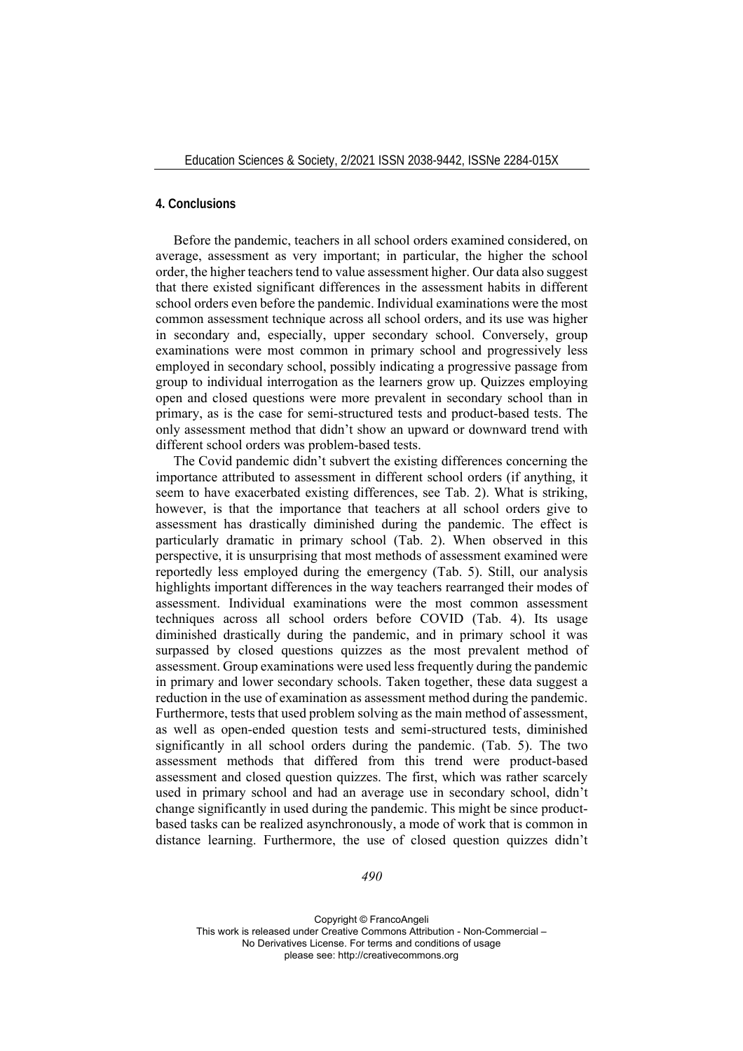## 4. Conclusions

Before the pandemic, teachers in all school orders examined considered, on average, assessment as very important; in particular, the higher the school order, the higher teachers tend to value assessment higher. Our data also suggest that there existed significant differences in the assessment habits in different school orders even before the pandemic. Individual examinations were the most common assessment technique across all school orders, and its use was higher in secondary and, especially, upper secondary school. Conversely, group examinations were most common in primary school and progressively less employed in secondary school, possibly indicating a progressive passage from group to individual interrogation as the learners grow up. Quizzes employing open and closed questions were more prevalent in secondary school than in primary, as is the case for semi-structured tests and product-based tests. The only assessment method that didn't show an upward or downward trend with different school orders was problem-based tests.

The Covid pandemic didn't subvert the existing differences concerning the importance attributed to assessment in different school orders (if anything, it seem to have exacerbated existing differences, see Tab. 2). What is striking, however, is that the importance that teachers at all school orders give to assessment has drastically diminished during the pandemic. The effect is particularly dramatic in primary school (Tab. 2). When observed in this perspective, it is unsurprising that most methods of assessment examined were reportedly less employed during the emergency (Tab. 5). Still, our analysis highlights important differences in the way teachers rearranged their modes of assessment. Individual examinations were the most common assessment techniques across all school orders before COVID (Tab. 4). Its usage diminished drastically during the pandemic, and in primary school it was surpassed by closed questions quizzes as the most prevalent method of assessment. Group examinations were used less frequently during the pandemic in primary and lower secondary schools. Taken together, these data suggest a reduction in the use of examination as assessment method during the pandemic. Furthermore, tests that used problem solving as the main method of assessment, as well as open-ended question tests and semi-structured tests, diminished significantly in all school orders during the pandemic. (Tab. 5). The two assessment methods that differed from this trend were product-based assessment and closed question quizzes. The first, which was rather scarcely used in primary school and had an average use in secondary school, didn't change significantly in used during the pandemic. This might be since product-based tasks can be realized asynchronously, a mode of work that is common in distance learning. Furthermore, the use of closed question quizzes didn't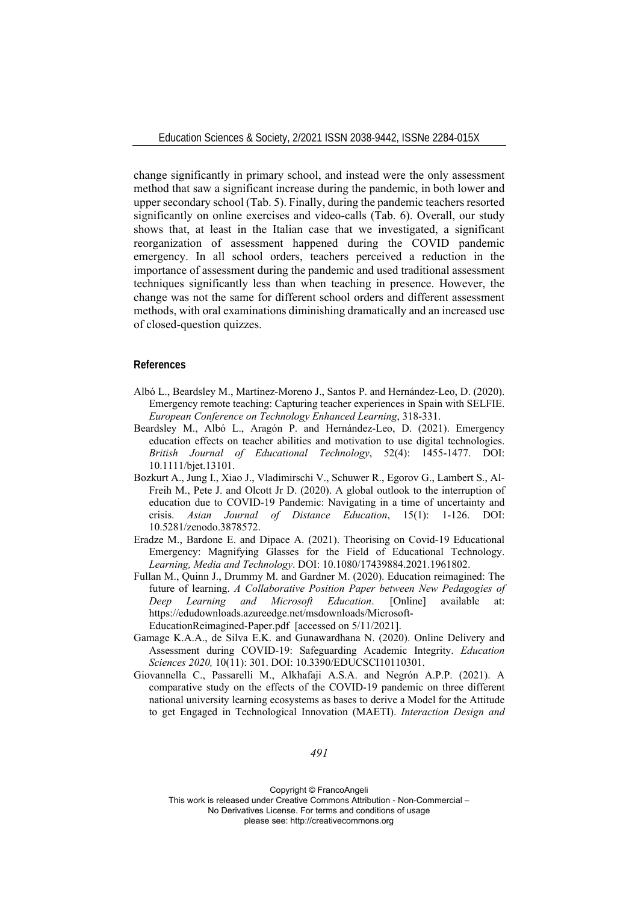change significantly in primary school, and instead were the only assessment method that saw a significant increase during the pandemic, in both lower and upper secondary school (Tab. 5). Finally, during the pandemic teachers resorted significantly on online exercises and video-calls (Tab. 6). Overall, our study shows that, at least in the Italian case that we investigated, a significant reorganization of assessment happened during the COVID pandemic emergency. In all school orders, teachers perceived a reduction in the importance of assessment during the pandemic and used traditional assessment techniques significantly less than when teaching in presence. However, the change was not the same for different school orders and different assessment methods, with oral examinations diminishing dramatically and an increased use of closed-question quizzes.

## References

Albó L., Beardsley M., Martínez-Moreno J., Santos P. and Hernández-Leo, D. (2020). Emergency remote teaching: Capturing teacher experiences in Spain with SELFIE. *European Conference on Technology Enhanced Learning*, 318-331.

Beardsley M., Albó L., Aragón P. and Hernández-Leo, D. (2021). Emergency education effects on teacher abilities and motivation to use digital technologies. *British Journal of Educational Technology*, 52(4): 1455-1477. DOI: 10.1111/bjet.13101.

Bozkurt A., Jung I., Xiao J., Vladimirschi V., Schuwer R., Egorov G., Lambert S., Al-Freih M., Pete J. and Olcott Jr D. (2020). A global outlook to the interruption of education due to COVID-19 Pandemic: Navigating in a time of uncertainty and crisis. *Asian Journal of Distance Education*, 15(1): 1-126. DOI: 10.5281/zenodo.3878572.

Eradze M., Bardone E. and Dipace A. (2021). Theorising on Covid-19 Educational Emergency: Magnifying Glasses for the Field of Educational Technology. *Learning, Media and Technology*. DOI: 10.1080/17439884.2021.1961802.

Fullan M., Quinn J., Drummy M. and Gardner M. (2020). Education reimagined: The future of learning. *A Collaborative Position Paper between New Pedagogies of Deep Learning and Microsoft Education*. [Online] available at: https://edudownloads.azureedge.net/msdownloads/Microsoft-EducationReimagined-Paper.pdf [accessed on 5/11/2021].

Gamage K.A.A., de Silva E.K. and Gunawardhana N. (2020). Online Delivery and Assessment during COVID-19: Safeguarding Academic Integrity. *Education Sciences 2020,* 10(11): 301. DOI: 10.3390/EDUCSCI10110301.

Giovannella C., Passarelli M., Alkhafaji A.S.A. and Negrón A.P.P. (2021). A comparative study on the effects of the COVID-19 pandemic on three different national university learning ecosystems as bases to derive a Model for the Attitude to get Engaged in Technological Innovation (MAETI). *Interaction Design and*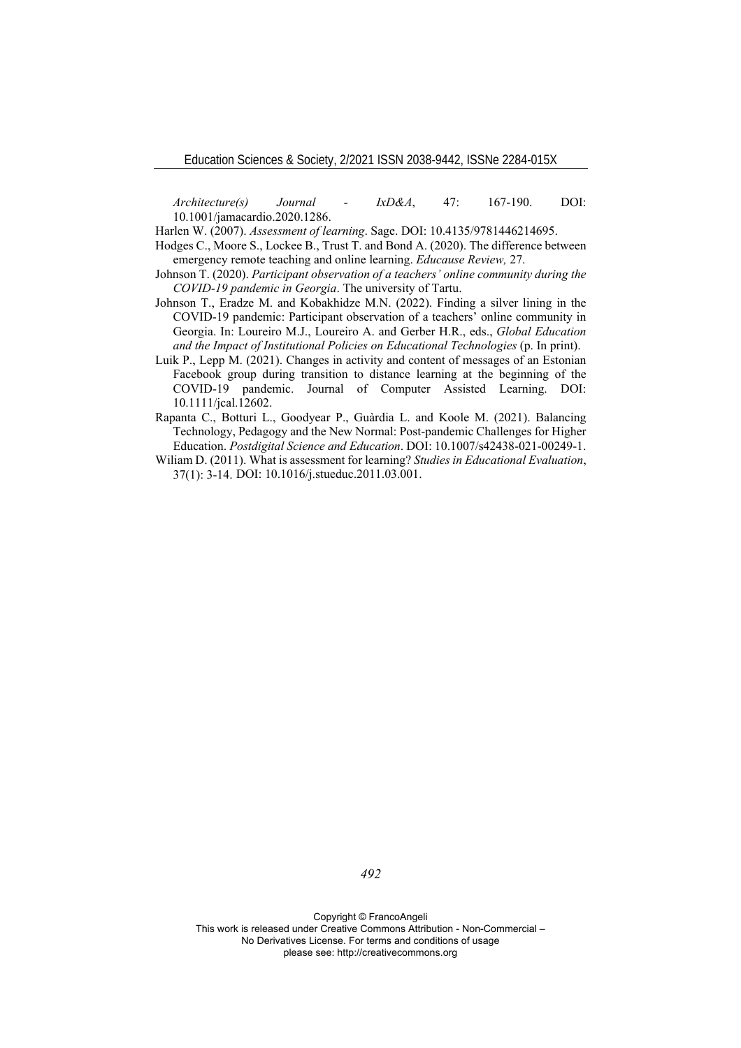*Architecture(s) Journal - IxD&A*, 47: 167-190. DOI: 10.1001/jamacardio.2020.1286.

Harlen W. (2007). *Assessment of learning*. Sage. DOI: 10.4135/9781446214695.

Hodges C., Moore S., Lockee B., Trust T. and Bond A. (2020). The difference between emergency remote teaching and online learning. *Educause Review,* 27.

Johnson T. (2020). *Participant observation of a teachers' online community during the COVID-19 pandemic in Georgia*. The university of Tartu.

Johnson T., Eradze M. and Kobakhidze M.N. (2022). Finding a silver lining in the COVID-19 pandemic: Participant observation of a teachers' online community in Georgia. In: Loureiro M.J., Loureiro A. and Gerber H.R., eds., *Global Education and the Impact of Institutional Policies on Educational Technologies* (p. In print).

Luik P., Lepp M. (2021). Changes in activity and content of messages of an Estonian Facebook group during transition to distance learning at the beginning of the COVID-19 pandemic. Journal of Computer Assisted Learning. DOI: 10.1111/jcal.12602.

Rapanta C., Botturi L., Goodyear P., Guàrdia L. and Koole M. (2021). Balancing Technology, Pedagogy and the New Normal: Post-pandemic Challenges for Higher Education. *Postdigital Science and Education*. DOI: 10.1007/s42438-021-00249-1.

Wiliam D. (2011). What is assessment for learning? *Studies in Educational Evaluation*, 37(1): 3-14. DOI: 10.1016/j.stueduc.2011.03.001.